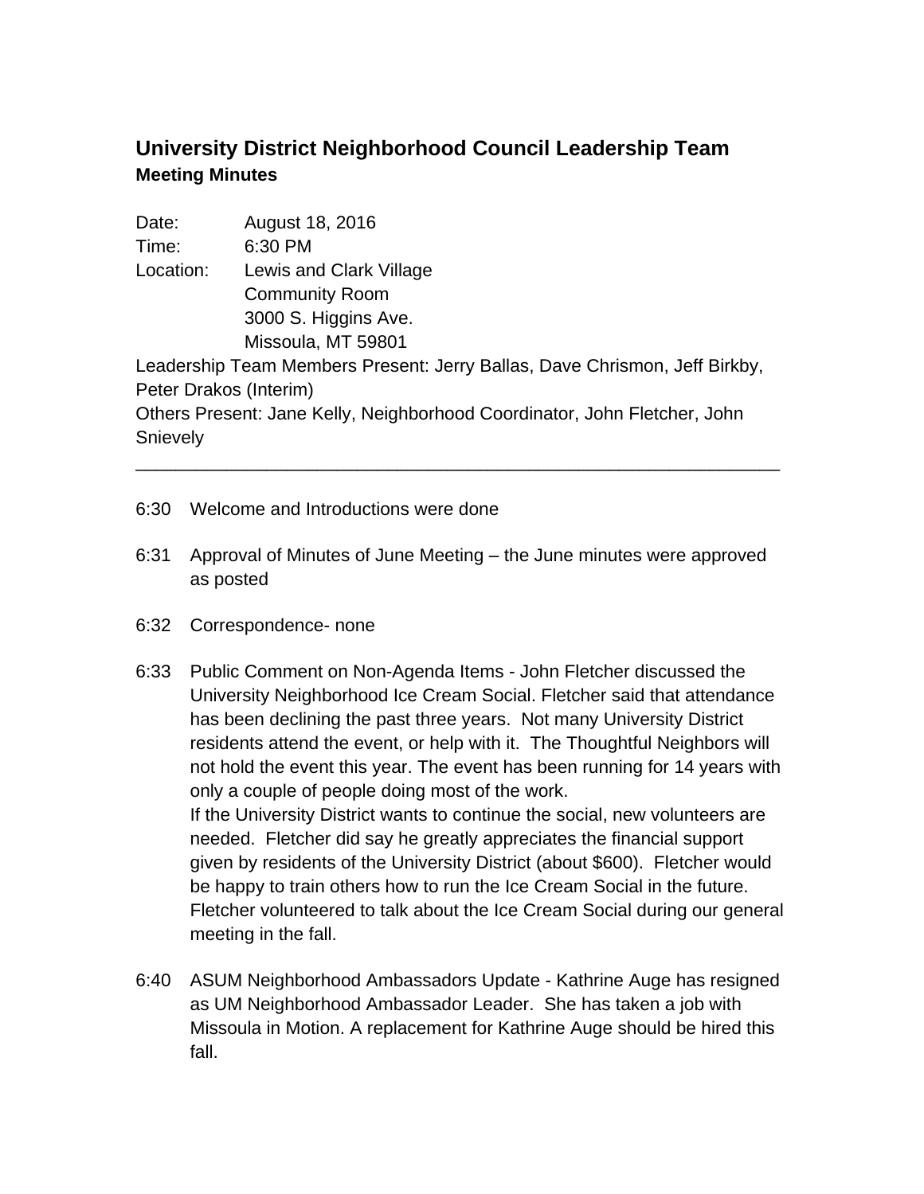# University District Neighborhood Council Leadership Team
## Meeting Minutes

Date: August 18, 2016
Time: 6:30 PM
Location: Lewis and Clark Village
Community Room
3000 S. Higgins Ave.
Missoula, MT 59801

Leadership Team Members Present: Jerry Ballas, Dave Chrismon, Jeff Birkby, Peter Drakos (Interim)

Others Present: Jane Kelly, Neighborhood Coordinator, John Fletcher, John Snievely

---

6:30 Welcome and Introductions were done

6:31 Approval of Minutes of June Meeting – the June minutes were approved as posted

6:32 Correspondence- none

6:33 Public Comment on Non-Agenda Items - John Fletcher discussed the University Neighborhood Ice Cream Social. Fletcher said that attendance has been declining the past three years. Not many University District residents attend the event, or help with it. The Thoughtful Neighbors will not hold the event this year. The event has been running for 14 years with only a couple of people doing most of the work.
If the University District wants to continue the social, new volunteers are needed. Fletcher did say he greatly appreciates the financial support given by residents of the University District (about $600). Fletcher would be happy to train others how to run the Ice Cream Social in the future. Fletcher volunteered to talk about the Ice Cream Social during our general meeting in the fall.

6:40 ASUM Neighborhood Ambassadors Update - Kathrine Auge has resigned as UM Neighborhood Ambassador Leader. She has taken a job with Missoula in Motion. A replacement for Kathrine Auge should be hired this fall.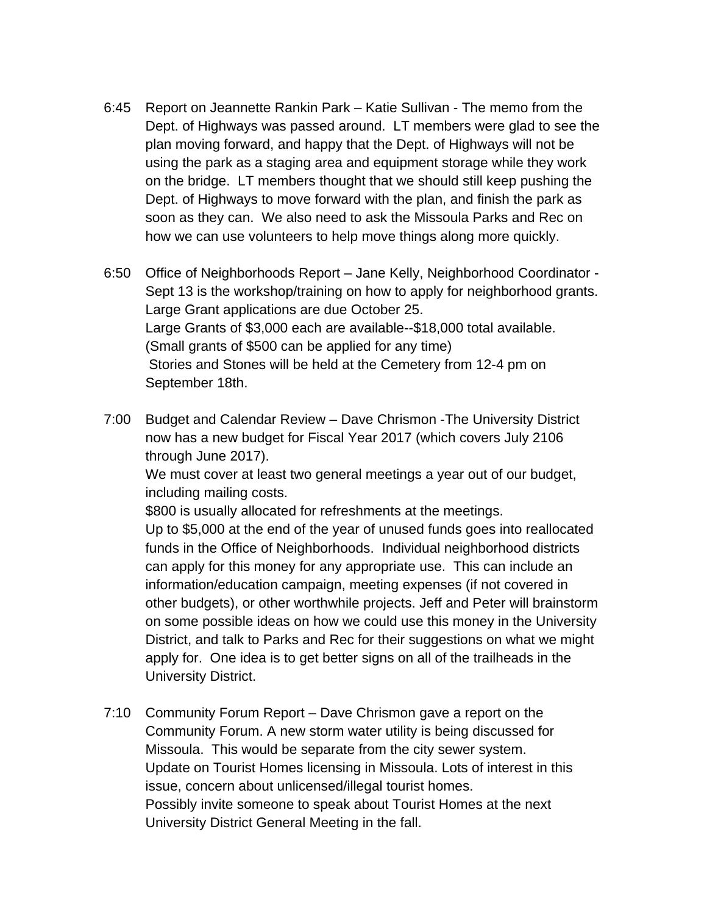6:45 Report on Jeannette Rankin Park – Katie Sullivan - The memo from the Dept. of Highways was passed around. LT members were glad to see the plan moving forward, and happy that the Dept. of Highways will not be using the park as a staging area and equipment storage while they work on the bridge. LT members thought that we should still keep pushing the Dept. of Highways to move forward with the plan, and finish the park as soon as they can. We also need to ask the Missoula Parks and Rec on how we can use volunteers to help move things along more quickly.

6:50 Office of Neighborhoods Report – Jane Kelly, Neighborhood Coordinator - Sept 13 is the workshop/training on how to apply for neighborhood grants. Large Grant applications are due October 25.
Large Grants of $3,000 each are available--$18,000 total available.
(Small grants of $500 can be applied for any time)
Stories and Stones will be held at the Cemetery from 12-4 pm on September 18th.

7:00 Budget and Calendar Review – Dave Chrismon -The University District now has a new budget for Fiscal Year 2017 (which covers July 2106 through June 2017).
We must cover at least two general meetings a year out of our budget, including mailing costs.
$800 is usually allocated for refreshments at the meetings.
Up to $5,000 at the end of the year of unused funds goes into reallocated funds in the Office of Neighborhoods. Individual neighborhood districts can apply for this money for any appropriate use. This can include an information/education campaign, meeting expenses (if not covered in other budgets), or other worthwhile projects. Jeff and Peter will brainstorm on some possible ideas on how we could use this money in the University District, and talk to Parks and Rec for their suggestions on what we might apply for. One idea is to get better signs on all of the trailheads in the University District.

7:10 Community Forum Report – Dave Chrismon gave a report on the Community Forum. A new storm water utility is being discussed for Missoula. This would be separate from the city sewer system.
Update on Tourist Homes licensing in Missoula. Lots of interest in this issue, concern about unlicensed/illegal tourist homes.
Possibly invite someone to speak about Tourist Homes at the next University District General Meeting in the fall.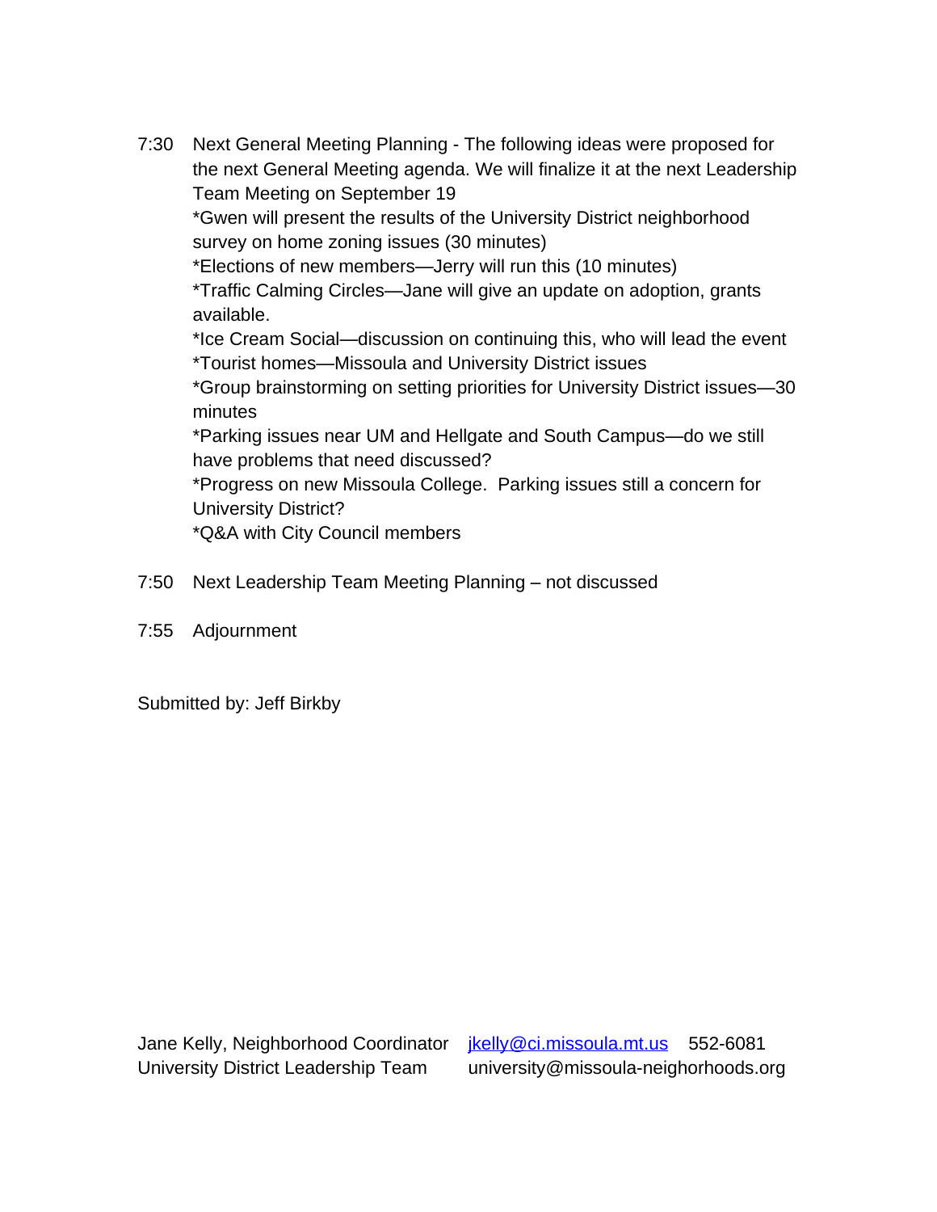7:30 Next General Meeting Planning - The following ideas were proposed for the next General Meeting agenda. We will finalize it at the next Leadership Team Meeting on September 19

*Gwen will present the results of the University District neighborhood survey on home zoning issues (30 minutes)

*Elections of new members—Jerry will run this (10 minutes)

*Traffic Calming Circles—Jane will give an update on adoption, grants available.

*Ice Cream Social—discussion on continuing this, who will lead the event

*Tourist homes—Missoula and University District issues

*Group brainstorming on setting priorities for University District issues—30 minutes

*Parking issues near UM and Hellgate and South Campus—do we still have problems that need discussed?

*Progress on new Missoula College. Parking issues still a concern for University District?

*Q&A with City Council members

7:50 Next Leadership Team Meeting Planning – not discussed

7:55 Adjournment

Submitted by: Jeff Birkby

Jane Kelly, Neighborhood Coordinator [jkelly@ci.missoula.mt.us](mailto:jkelly@ci.missoula.mt.us) 552-6081
University District Leadership Team university@missoula-neighorhoods.org